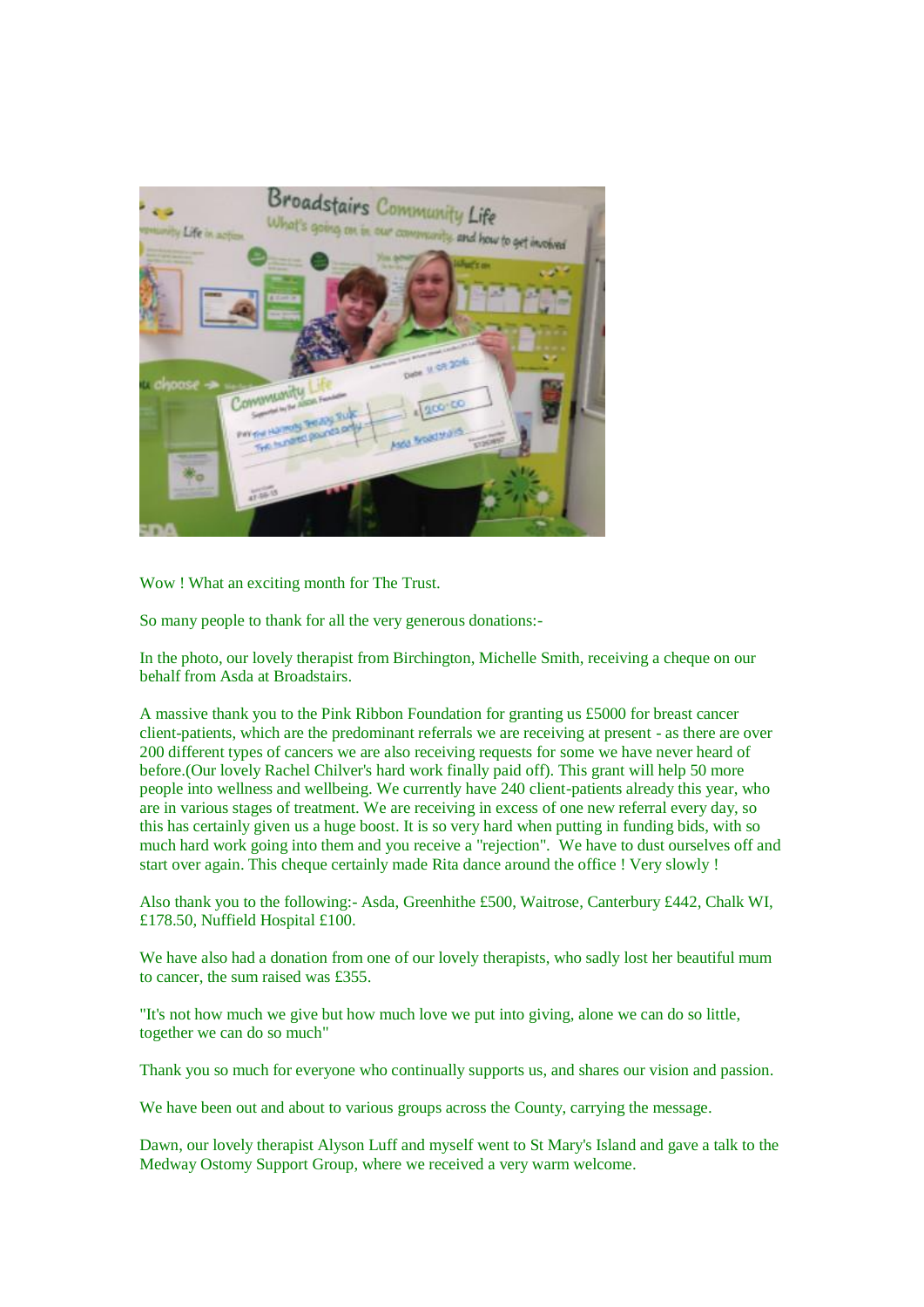Wow ! What an exciting month for The Trust.

So many people to thank for all the very generous donations:-

In the photo, our lovely therapist from Birchington, Michelle Smith, receiving a cheque on our behalf from Asda at Broadstairs.

A massive thank you to the Pink Ribbon Foundation for granting us £5000 for breast cancer client-patients, which are the predominant referrals we are receiving at present - as there are over 200 different types of cancers we are also receiving requests for some we have never heard of before.(Our lovely Rachel Chilver's hard work finally paid off). This grant will help 50 more people into wellness and wellbeing. We currently have 240 client-patients already this year, who are in various stages of treatment. We are receiving in excess of one new referral every day, so this has certainly given us a huge boost. It is so very hard when putting in funding bids, with so much hard work going into them and you receive a "rejection". We have to dust ourselves off and start over again. This cheque certainly made Rita dance around the office ! Very slowly !

Also thank you to the following:- Asda, Greenhithe £500, Waitrose, Canterbury £442, Chalk WI, £178.50, Nuffield Hospital £100.

We have also had a donation from one of our lovely therapists, who sadly lost her beautiful mum to cancer, the sum raised was £355.

"It's not how much we give but how much love we put into giving, alone we can do so little, together we can do so much"

Thank you so much for everyone who continually supports us, and shares our vision and passion.

We have been out and about to various groups across the County, carrying the message.

Dawn, our lovely therapist Alyson Luff and myself went to St Mary's Island and gave a talk to the Medway Ostomy Support Group, where we received a very warm welcome.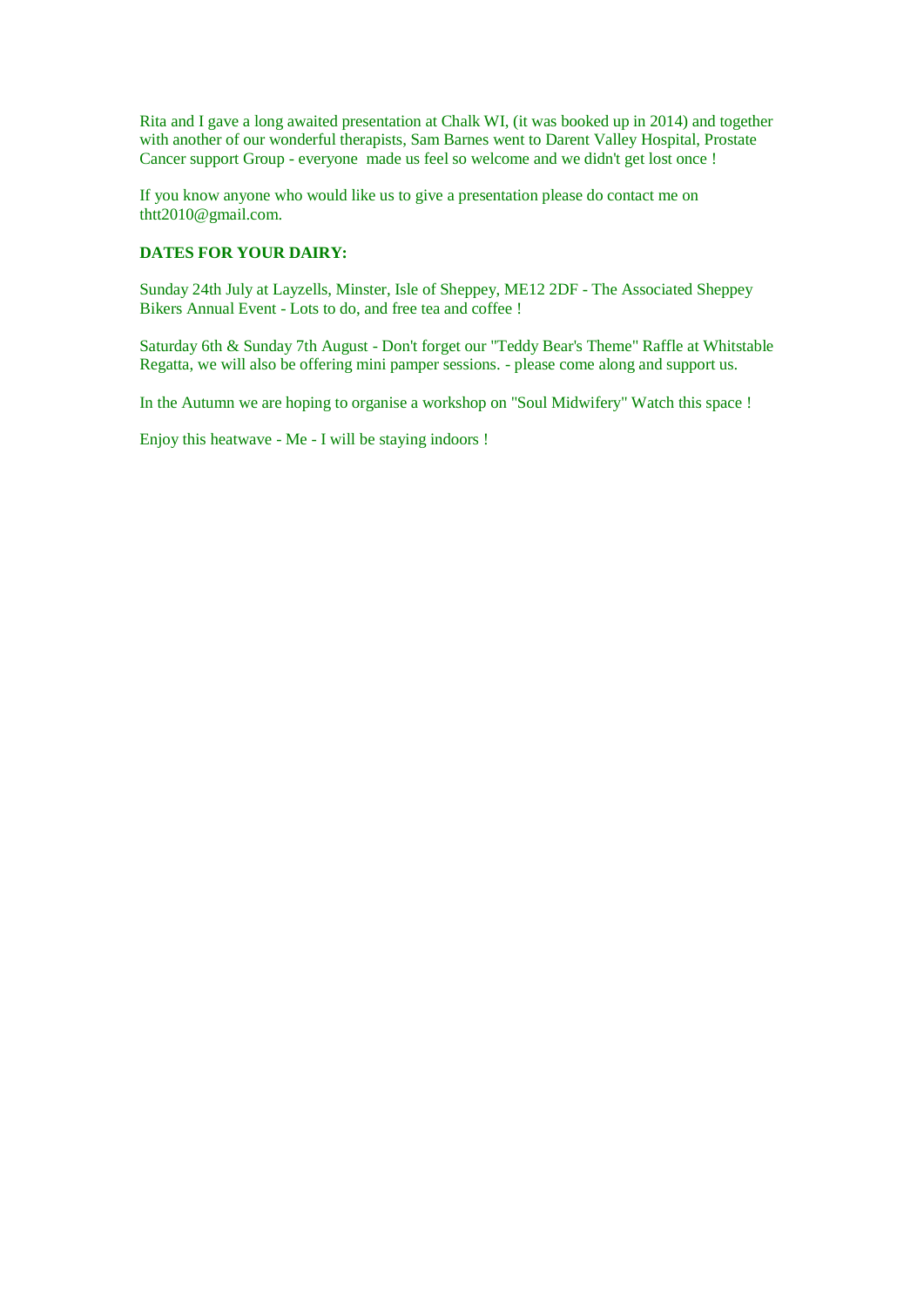Rita and I gave a long awaited presentation at Chalk WI, (it was booked up in 2014) and together with another of our wonderful therapists, Sam Barnes went to Darent Valley Hospital, Prostate Cancer support Group - everyone made us feel so welcome and we didn't get lost once !

If you know anyone who would like us to give a presentation please do contact me on thtt2010@gmail.com.

**DATES FOR YOUR DAIRY:**

Sunday 24th July at Layzells, Minster, Isle of Sheppey, ME12 2DF - The Associated Sheppey Bikers Annual Event - Lots to do, and free tea and coffee !

Saturday 6th & Sunday 7th August - Don't forget our "Teddy Bear's Theme" Raffle at Whitstable Regatta, we will also be offering mini pamper sessions. - please come along and support us.

In the Autumn we are hoping to organise a workshop on "Soul Midwifery" Watch this space !

Enjoy this heatwave - Me - I will be staying indoors !